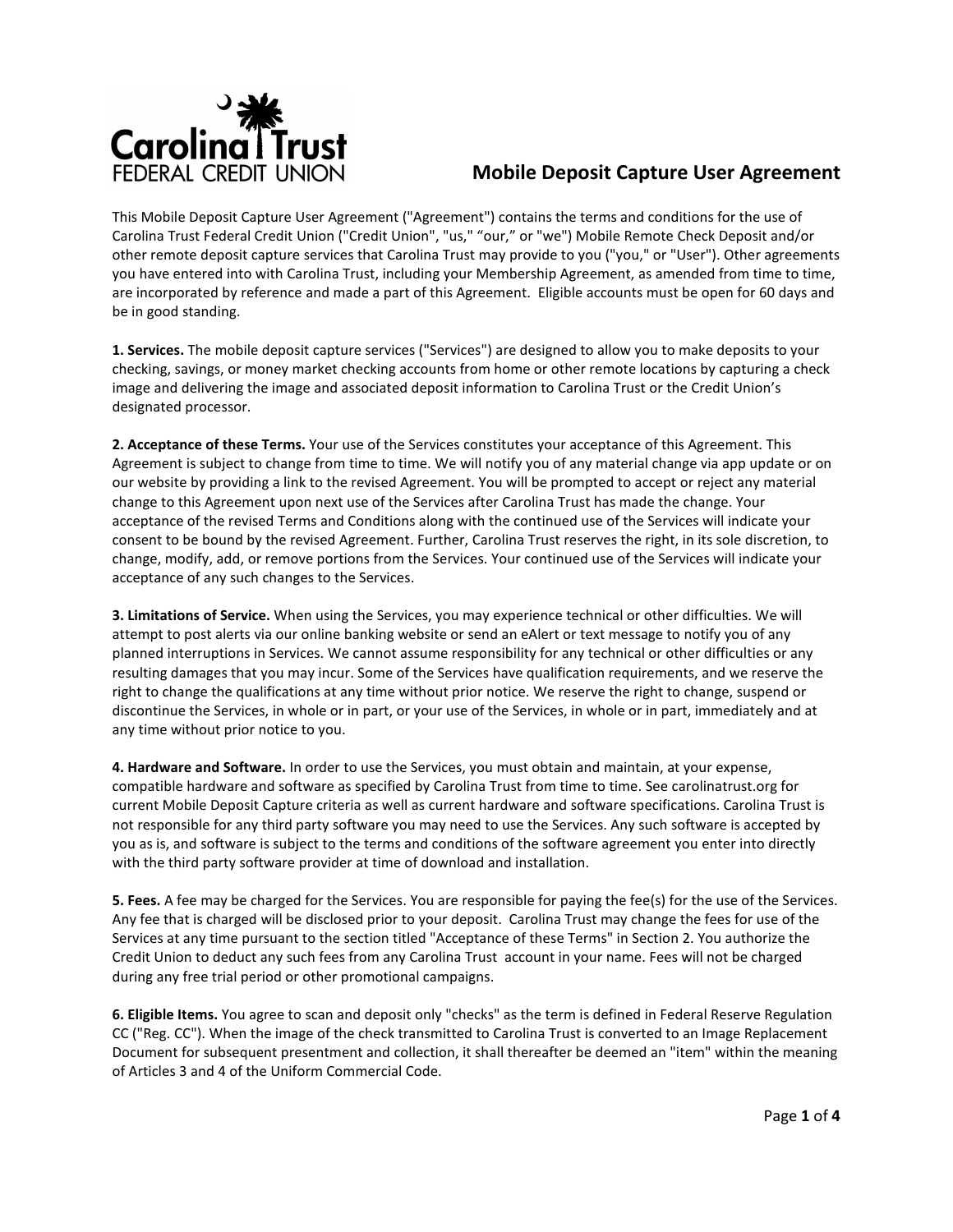# Mobile Deposit Capture User Agreement

This Mobile Deposit Capture User Agreement ("Agreement") contains the terms and conditions for the use of Carolina Trust Federal Credit Union ("Credit Union", "us," "our," or "we") Mobile Remote Check Deposit and/or other remote deposit capture services that Carolina Trust may provide to you ("you," or "User"). Other agreements you have entered into with Carolina Trust, including your Membership Agreement, as amended from time to time, are incorporated by reference and made a part of this Agreement. Eligible accounts must be open for 60 days and be in good standing.

**1. Services.** The mobile deposit capture services ("Services") are designed to allow you to make deposits to your checking, savings, or money market checking accounts from home or other remote locations by capturing a check image and delivering the image and associated deposit information to Carolina Trust or the Credit Union's designated processor.

**2. Acceptance of these Terms.** Your use of the Services constitutes your acceptance of this Agreement. This Agreement is subject to change from time to time. We will notify you of any material change via app update or on our website by providing a link to the revised Agreement. You will be prompted to accept or reject any material change to this Agreement upon next use of the Services after Carolina Trust has made the change. Your acceptance of the revised Terms and Conditions along with the continued use of the Services will indicate your consent to be bound by the revised Agreement. Further, Carolina Trust reserves the right, in its sole discretion, to change, modify, add, or remove portions from the Services. Your continued use of the Services will indicate your acceptance of any such changes to the Services.

**3. Limitations of Service.** When using the Services, you may experience technical or other difficulties. We will attempt to post alerts via our online banking website or send an eAlert or text message to notify you of any planned interruptions in Services. We cannot assume responsibility for any technical or other difficulties or any resulting damages that you may incur. Some of the Services have qualification requirements, and we reserve the right to change the qualifications at any time without prior notice. We reserve the right to change, suspend or discontinue the Services, in whole or in part, or your use of the Services, in whole or in part, immediately and at any time without prior notice to you.

**4. Hardware and Software.** In order to use the Services, you must obtain and maintain, at your expense, compatible hardware and software as specified by Carolina Trust from time to time. See carolinatrust.org for current Mobile Deposit Capture criteria as well as current hardware and software specifications. Carolina Trust is not responsible for any third party software you may need to use the Services. Any such software is accepted by you as is, and software is subject to the terms and conditions of the software agreement you enter into directly with the third party software provider at time of download and installation.

**5. Fees.** A fee may be charged for the Services. You are responsible for paying the fee(s) for the use of the Services. Any fee that is charged will be disclosed prior to your deposit. Carolina Trust may change the fees for use of the Services at any time pursuant to the section titled "Acceptance of these Terms" in Section 2. You authorize the Credit Union to deduct any such fees from any Carolina Trust account in your name. Fees will not be charged during any free trial period or other promotional campaigns.

**6. Eligible Items.** You agree to scan and deposit only "checks" as the term is defined in Federal Reserve Regulation CC ("Reg. CC"). When the image of the check transmitted to Carolina Trust is converted to an Image Replacement Document for subsequent presentment and collection, it shall thereafter be deemed an "item" within the meaning of Articles 3 and 4 of the Uniform Commercial Code.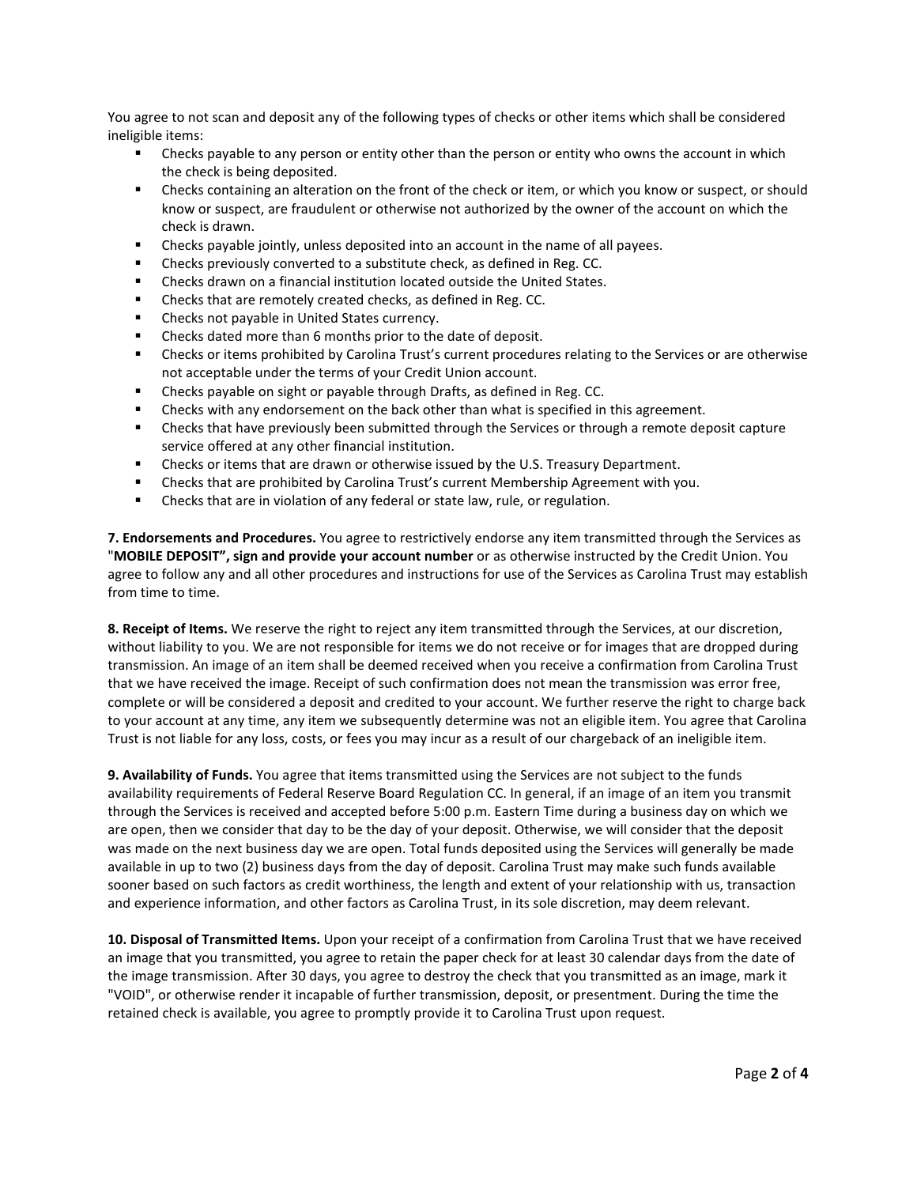You agree to not scan and deposit any of the following types of checks or other items which shall be considered ineligible items:

- Checks payable to any person or entity other than the person or entity who owns the account in which the check is being deposited.
- Checks containing an alteration on the front of the check or item, or which you know or suspect, or should know or suspect, are fraudulent or otherwise not authorized by the owner of the account on which the check is drawn.
- Checks payable jointly, unless deposited into an account in the name of all payees.
- Checks previously converted to a substitute check, as defined in Reg. CC.
- Checks drawn on a financial institution located outside the United States.
- Checks that are remotely created checks, as defined in Reg. CC.
- Checks not payable in United States currency.
- Checks dated more than 6 months prior to the date of deposit.
- Checks or items prohibited by Carolina Trust's current procedures relating to the Services or are otherwise not acceptable under the terms of your Credit Union account.
- Checks payable on sight or payable through Drafts, as defined in Reg. CC.
- Checks with any endorsement on the back other than what is specified in this agreement.
- Checks that have previously been submitted through the Services or through a remote deposit capture service offered at any other financial institution.
- Checks or items that are drawn or otherwise issued by the U.S. Treasury Department.
- Checks that are prohibited by Carolina Trust's current Membership Agreement with you.
- Checks that are in violation of any federal or state law, rule, or regulation.

**7. Endorsements and Procedures.** You agree to restrictively endorse any item transmitted through the Services as "**MOBILE DEPOSIT", sign and provide your account number** or as otherwise instructed by the Credit Union. You agree to follow any and all other procedures and instructions for use of the Services as Carolina Trust may establish from time to time.

**8. Receipt of Items.** We reserve the right to reject any item transmitted through the Services, at our discretion, without liability to you. We are not responsible for items we do not receive or for images that are dropped during transmission. An image of an item shall be deemed received when you receive a confirmation from Carolina Trust that we have received the image. Receipt of such confirmation does not mean the transmission was error free, complete or will be considered a deposit and credited to your account. We further reserve the right to charge back to your account at any time, any item we subsequently determine was not an eligible item. You agree that Carolina Trust is not liable for any loss, costs, or fees you may incur as a result of our chargeback of an ineligible item.

**9. Availability of Funds.** You agree that items transmitted using the Services are not subject to the funds availability requirements of Federal Reserve Board Regulation CC. In general, if an image of an item you transmit through the Services is received and accepted before 5:00 p.m. Eastern Time during a business day on which we are open, then we consider that day to be the day of your deposit. Otherwise, we will consider that the deposit was made on the next business day we are open. Total funds deposited using the Services will generally be made available in up to two (2) business days from the day of deposit. Carolina Trust may make such funds available sooner based on such factors as credit worthiness, the length and extent of your relationship with us, transaction and experience information, and other factors as Carolina Trust, in its sole discretion, may deem relevant.

**10. Disposal of Transmitted Items.** Upon your receipt of a confirmation from Carolina Trust that we have received an image that you transmitted, you agree to retain the paper check for at least 30 calendar days from the date of the image transmission. After 30 days, you agree to destroy the check that you transmitted as an image, mark it "VOID", or otherwise render it incapable of further transmission, deposit, or presentment. During the time the retained check is available, you agree to promptly provide it to Carolina Trust upon request.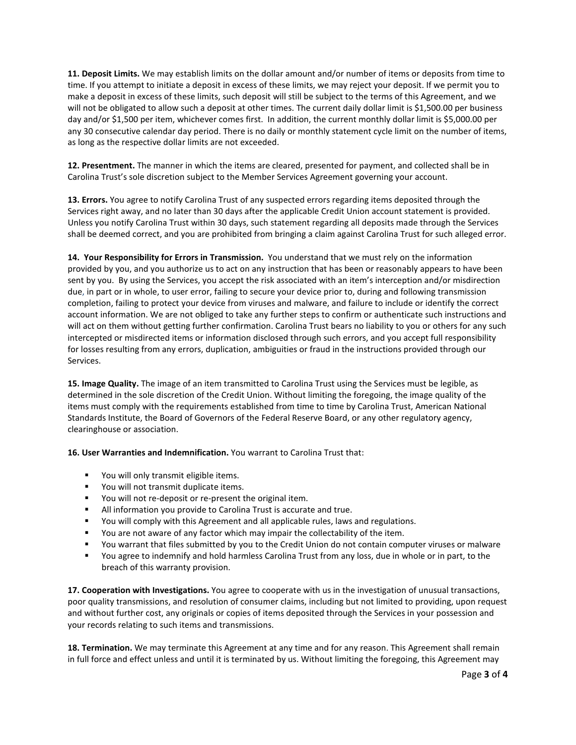**11. Deposit Limits.** We may establish limits on the dollar amount and/or number of items or deposits from time to time. If you attempt to initiate a deposit in excess of these limits, we may reject your deposit. If we permit you to make a deposit in excess of these limits, such deposit will still be subject to the terms of this Agreement, and we will not be obligated to allow such a deposit at other times. The current daily dollar limit is $1,500.00 per business day and/or $1,500 per item, whichever comes first. In addition, the current monthly dollar limit is $5,000.00 per any 30 consecutive calendar day period. There is no daily or monthly statement cycle limit on the number of items, as long as the respective dollar limits are not exceeded.

**12. Presentment.** The manner in which the items are cleared, presented for payment, and collected shall be in Carolina Trust's sole discretion subject to the Member Services Agreement governing your account.

**13. Errors.** You agree to notify Carolina Trust of any suspected errors regarding items deposited through the Services right away, and no later than 30 days after the applicable Credit Union account statement is provided. Unless you notify Carolina Trust within 30 days, such statement regarding all deposits made through the Services shall be deemed correct, and you are prohibited from bringing a claim against Carolina Trust for such alleged error.

**14. Your Responsibility for Errors in Transmission.** You understand that we must rely on the information provided by you, and you authorize us to act on any instruction that has been or reasonably appears to have been sent by you. By using the Services, you accept the risk associated with an item's interception and/or misdirection due, in part or in whole, to user error, failing to secure your device prior to, during and following transmission completion, failing to protect your device from viruses and malware, and failure to include or identify the correct account information. We are not obliged to take any further steps to confirm or authenticate such instructions and will act on them without getting further confirmation. Carolina Trust bears no liability to you or others for any such intercepted or misdirected items or information disclosed through such errors, and you accept full responsibility for losses resulting from any errors, duplication, ambiguities or fraud in the instructions provided through our Services.

**15. Image Quality.** The image of an item transmitted to Carolina Trust using the Services must be legible, as determined in the sole discretion of the Credit Union. Without limiting the foregoing, the image quality of the items must comply with the requirements established from time to time by Carolina Trust, American National Standards Institute, the Board of Governors of the Federal Reserve Board, or any other regulatory agency, clearinghouse or association.

**16. User Warranties and Indemnification.** You warrant to Carolina Trust that:

- You will only transmit eligible items.
- You will not transmit duplicate items.
- You will not re-deposit or re-present the original item.
- All information you provide to Carolina Trust is accurate and true.
- You will comply with this Agreement and all applicable rules, laws and regulations.
- You are not aware of any factor which may impair the collectability of the item.
- You warrant that files submitted by you to the Credit Union do not contain computer viruses or malware
- You agree to indemnify and hold harmless Carolina Trust from any loss, due in whole or in part, to the breach of this warranty provision.

**17. Cooperation with Investigations.** You agree to cooperate with us in the investigation of unusual transactions, poor quality transmissions, and resolution of consumer claims, including but not limited to providing, upon request and without further cost, any originals or copies of items deposited through the Services in your possession and your records relating to such items and transmissions.

**18. Termination.** We may terminate this Agreement at any time and for any reason. This Agreement shall remain in full force and effect unless and until it is terminated by us. Without limiting the foregoing, this Agreement may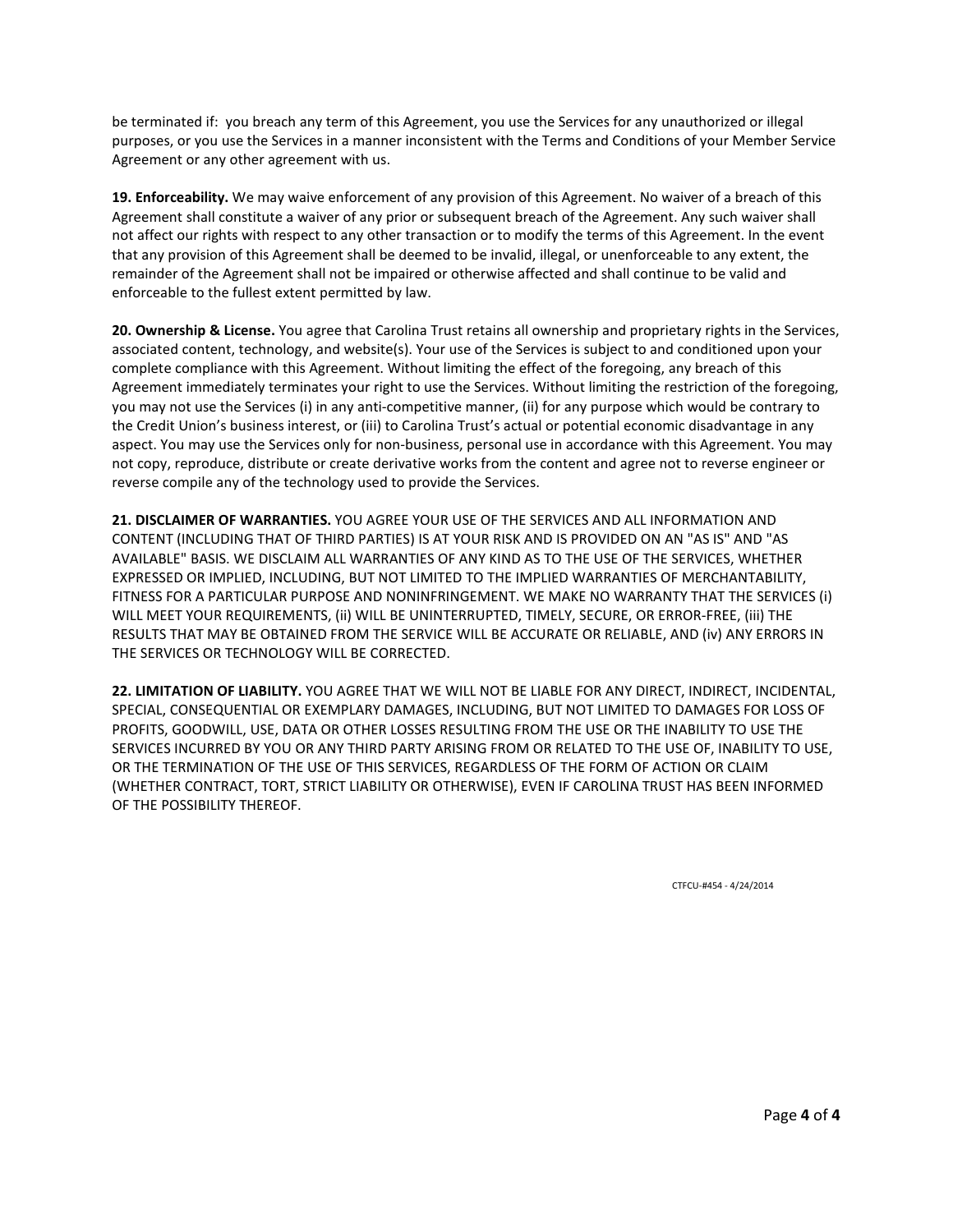be terminated if: you breach any term of this Agreement, you use the Services for any unauthorized or illegal purposes, or you use the Services in a manner inconsistent with the Terms and Conditions of your Member Service Agreement or any other agreement with us.

**19. Enforceability.** We may waive enforcement of any provision of this Agreement. No waiver of a breach of this Agreement shall constitute a waiver of any prior or subsequent breach of the Agreement. Any such waiver shall not affect our rights with respect to any other transaction or to modify the terms of this Agreement. In the event that any provision of this Agreement shall be deemed to be invalid, illegal, or unenforceable to any extent, the remainder of the Agreement shall not be impaired or otherwise affected and shall continue to be valid and enforceable to the fullest extent permitted by law.

**20. Ownership & License.** You agree that Carolina Trust retains all ownership and proprietary rights in the Services, associated content, technology, and website(s). Your use of the Services is subject to and conditioned upon your complete compliance with this Agreement. Without limiting the effect of the foregoing, any breach of this Agreement immediately terminates your right to use the Services. Without limiting the restriction of the foregoing, you may not use the Services (i) in any anti-competitive manner, (ii) for any purpose which would be contrary to the Credit Union's business interest, or (iii) to Carolina Trust's actual or potential economic disadvantage in any aspect. You may use the Services only for non-business, personal use in accordance with this Agreement. You may not copy, reproduce, distribute or create derivative works from the content and agree not to reverse engineer or reverse compile any of the technology used to provide the Services.

**21. DISCLAIMER OF WARRANTIES.** YOU AGREE YOUR USE OF THE SERVICES AND ALL INFORMATION AND CONTENT (INCLUDING THAT OF THIRD PARTIES) IS AT YOUR RISK AND IS PROVIDED ON AN "AS IS" AND "AS AVAILABLE" BASIS. WE DISCLAIM ALL WARRANTIES OF ANY KIND AS TO THE USE OF THE SERVICES, WHETHER EXPRESSED OR IMPLIED, INCLUDING, BUT NOT LIMITED TO THE IMPLIED WARRANTIES OF MERCHANTABILITY, FITNESS FOR A PARTICULAR PURPOSE AND NONINFRINGEMENT. WE MAKE NO WARRANTY THAT THE SERVICES (i) WILL MEET YOUR REQUIREMENTS, (ii) WILL BE UNINTERRUPTED, TIMELY, SECURE, OR ERROR-FREE, (iii) THE RESULTS THAT MAY BE OBTAINED FROM THE SERVICE WILL BE ACCURATE OR RELIABLE, AND (iv) ANY ERRORS IN THE SERVICES OR TECHNOLOGY WILL BE CORRECTED.

**22. LIMITATION OF LIABILITY.** YOU AGREE THAT WE WILL NOT BE LIABLE FOR ANY DIRECT, INDIRECT, INCIDENTAL, SPECIAL, CONSEQUENTIAL OR EXEMPLARY DAMAGES, INCLUDING, BUT NOT LIMITED TO DAMAGES FOR LOSS OF PROFITS, GOODWILL, USE, DATA OR OTHER LOSSES RESULTING FROM THE USE OR THE INABILITY TO USE THE SERVICES INCURRED BY YOU OR ANY THIRD PARTY ARISING FROM OR RELATED TO THE USE OF, INABILITY TO USE, OR THE TERMINATION OF THE USE OF THIS SERVICES, REGARDLESS OF THE FORM OF ACTION OR CLAIM (WHETHER CONTRACT, TORT, STRICT LIABILITY OR OTHERWISE), EVEN IF CAROLINA TRUST HAS BEEN INFORMED OF THE POSSIBILITY THEREOF.

CTFCU-#454 - 4/24/2014